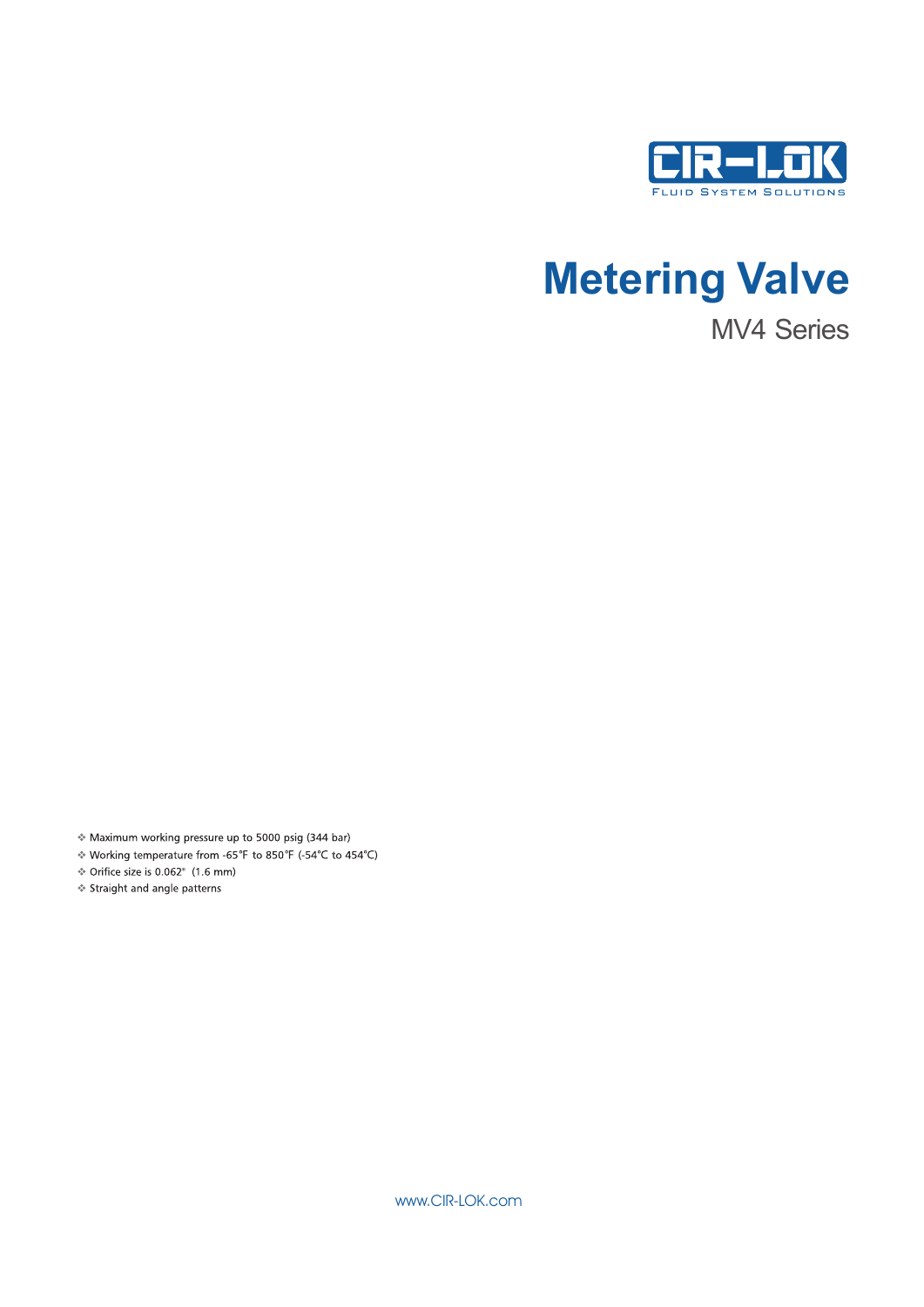CIR-LOK

FLUID SYSTEM SOLUTIONS

# Metering Valve

## MV4 Series

- Maximum working pressure up to 5000 psig (344 bar)
- Working temperature from -65°F to 850°F (-54°C to 454°C)
- Orifice size is 0.062" (1.6 mm)
- Straight and angle patterns

www.CIR-LOK.com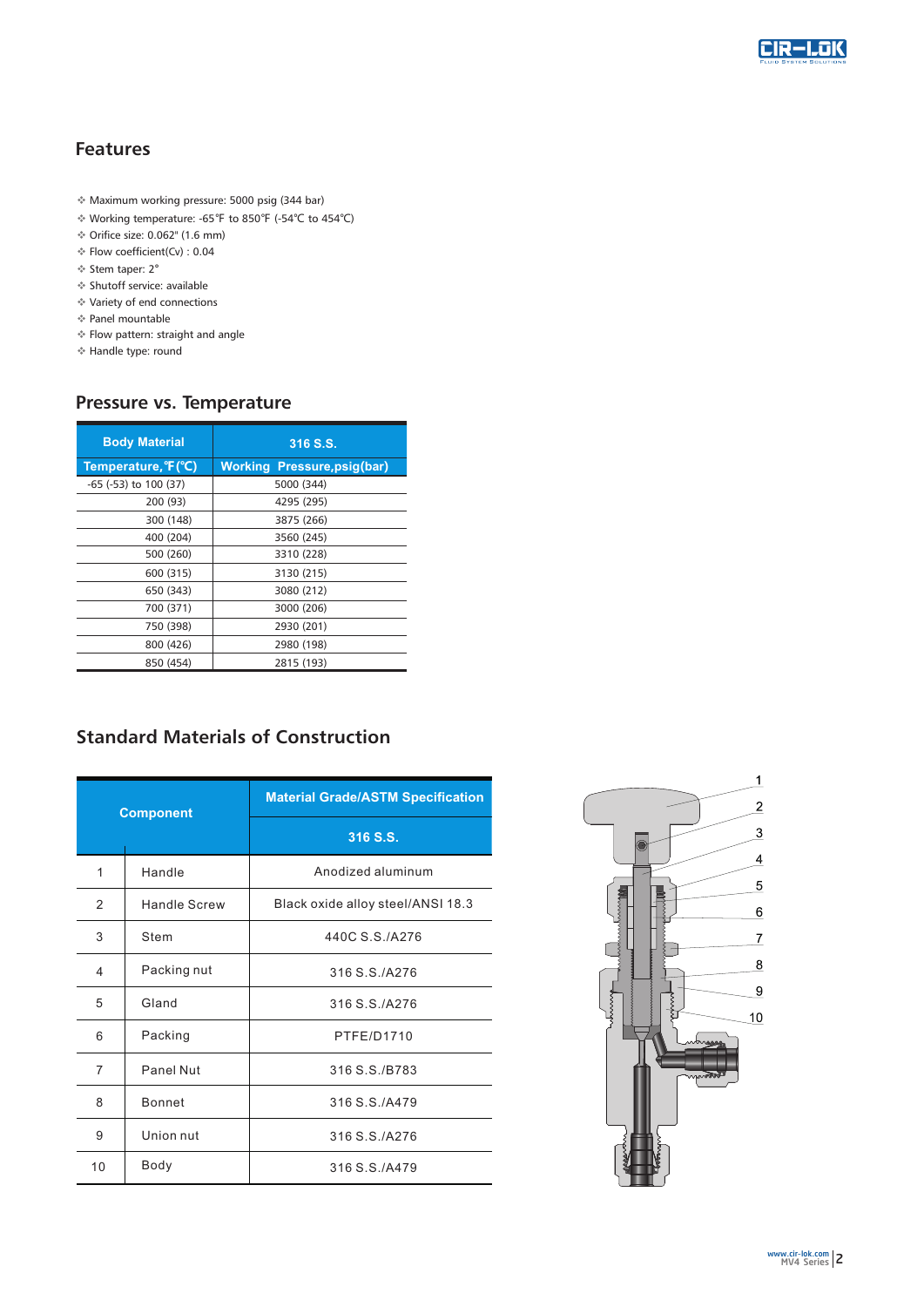## Features

- Maximum working pressure: 5000 psig (344 bar)
- Working temperature: -65°F to 850°F (-54°C to 454°C)
- Orifice size: 0.062" (1.6 mm)
- Flow coefficient(Cv) : 0.04
- Stem taper: 2°
- Shutoff service: available
- Variety of end connections
- Panel mountable
- Flow pattern: straight and angle
- Handle type: round

## Pressure vs. Temperature

| Body Material | 316 S.S. |
|---|---|
| **Temperature, °F (°C)** | **Working Pressure,psig(bar)** |
| -65 (-53) to 100 (37) | 5000 (344) |
| 200 (93) | 4295 (295) |
| 300 (148) | 3875 (266) |
| 400 (204) | 3560 (245) |
| 500 (260) | 3310 (228) |
| 600 (315) | 3130 (215) |
| 650 (343) | 3080 (212) |
| 700 (371) | 3000 (206) |
| 750 (398) | 2930 (201) |
| 800 (426) | 2980 (198) |
| 850 (454) | 2815 (193) |

## Standard Materials of Construction

| Component | | Material Grade/ASTM Specification |
|---|---|---|
| | | 316 S.S. |
| 1 | Handle | Anodized aluminum |
| 2 | Handle Screw | Black oxide alloy steel/ANSI 18.3 |
| 3 | Stem | 440C S.S./A276 |
| 4 | Packing nut | 316 S.S./A276 |
| 5 | Gland | 316 S.S./A276 |
| 6 | Packing | PTFE/D1710 |
| 7 | Panel Nut | 316 S.S./B783 |
| 8 | Bonnet | 316 S.S./A479 |
| 9 | Union nut | 316 S.S./A276 |
| 10 | Body | 316 S.S./A479 |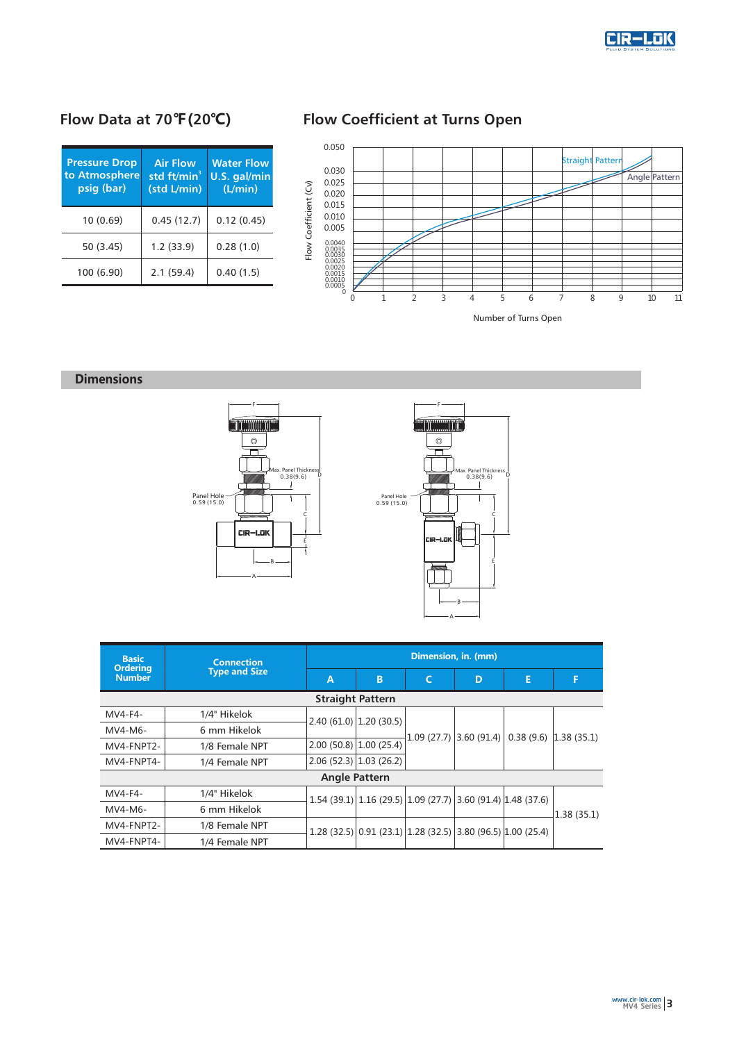## Flow Data at 70℉(20℃)

| Pressure Drop to Atmosphere psig (bar) | Air Flow std ft/min$^3$ (std L/min) | Water Flow U.S. gal/min (L/min) |
|---|---|---|
| 10 (0.69) | 0.45 (12.7) | 0.12 (0.45) |
| 50 (3.45) | 1.2 (33.9) | 0.28 (1.0) |
| 100 (6.90) | 2.1 (59.4) | 0.40 (1.5) |

## Flow Coefficient at Turns Open

Flow Coefficient (Cv)

0.050, 0.030, 0.025, 0.020, 0.015, 0.010, 0.005, 0.0040, 0.0035, 0.0030, 0.0025, 0.0020, 0.0015, 0.0010, 0.0005, 0

Straight Pattern

Angle Pattern

0 1 2 3 4 5 6 7 8 9 10 11

Number of Turns Open

## Dimensions

Max. Panel Thickness 0.38(9.6)

Panel Hole 0.59 (15.0)

| Basic Ordering Number | Connection Type and Size | Dimension, in. (mm) | | | | | |
|---|---|---|---|---|---|---|---|
| | | A | B | C | D | E | F |
| **Straight Pattern** | | | | | | | |
| MV4-F4- | 1/4" Hikelok | 2.40 (61.0) | 1.20 (30.5) | 1.09 (27.7) | 3.60 (91.4) | 0.38 (9.6) | 1.38 (35.1) |
| MV4-M6- | 6 mm Hikelok | 2.40 (61.0) | 1.20 (30.5) | 1.09 (27.7) | 3.60 (91.4) | 0.38 (9.6) | 1.38 (35.1) |
| MV4-FNPT2- | 1/8 Female NPT | 2.00 (50.8) | 1.00 (25.4) | 1.09 (27.7) | 3.60 (91.4) | 0.38 (9.6) | 1.38 (35.1) |
| MV4-FNPT4- | 1/4 Female NPT | 2.06 (52.3) | 1.03 (26.2) | 1.09 (27.7) | 3.60 (91.4) | 0.38 (9.6) | 1.38 (35.1) |
| **Angle Pattern** | | | | | | | |
| MV4-F4- | 1/4" Hikelok | 1.54 (39.1) | 1.16 (29.5) | 1.09 (27.7) | 3.60 (91.4) | 1.48 (37.6) | 1.38 (35.1) |
| MV4-M6- | 6 mm Hikelok | 1.54 (39.1) | 1.16 (29.5) | 1.09 (27.7) | 3.60 (91.4) | 1.48 (37.6) | 1.38 (35.1) |
| MV4-FNPT2- | 1/8 Female NPT | 1.28 (32.5) | 0.91 (23.1) | 1.28 (32.5) | 3.80 (96.5) | 1.00 (25.4) | 1.38 (35.1) |
| MV4-FNPT4- | 1/4 Female NPT | 1.28 (32.5) | 0.91 (23.1) | 1.28 (32.5) | 3.80 (96.5) | 1.00 (25.4) | 1.38 (35.1) |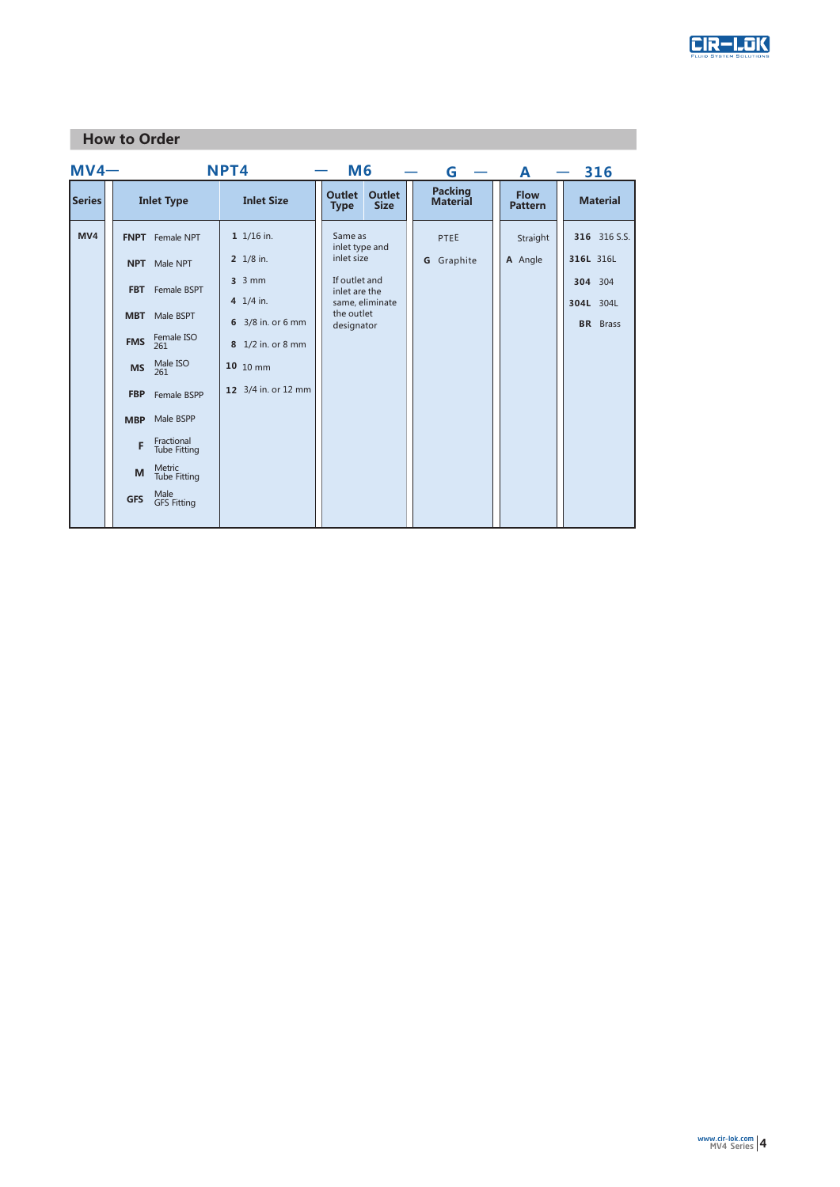## How to Order

**MV4— NPT4 — M6 — G — A — 316**

| Series | Inlet Type | Inlet Size | Outlet Type / Outlet Size | Packing Material | Flow Pattern | Material |
|---|---|---|---|---|---|---|
| **MV4** | **FNPT** Female NPT | **1** 1/16 in. | Same as inlet type and inlet size | PTEE | Straight | **316** 316 S.S. |
| | **NPT** Male NPT | **2** 1/8 in. | If outlet and inlet are the same, eliminate the outlet designator | **G** Graphite | **A** Angle | **316L** 316L |
| | **FBT** Female BSPT | **3** 3 mm | | | | **304** 304 |
| | **MBT** Male BSPT | **4** 1/4 in. | | | | **304L** 304L |
| | **FMS** Female ISO 261 | **6** 3/8 in. or 6 mm | | | | **BR** Brass |
| | **MS** Male ISO 261 | **8** 1/2 in. or 8 mm | | | | |
| | **FBP** Female BSPP | **10** 10 mm | | | | |
| | **MBP** Male BSPP | **12** 3/4 in. or 12 mm | | | | |
| | **F** Fractional Tube Fitting | | | | | |
| | **M** Metric Tube Fitting | | | | | |
| | **GFS** Male GFS Fitting | | | | | |